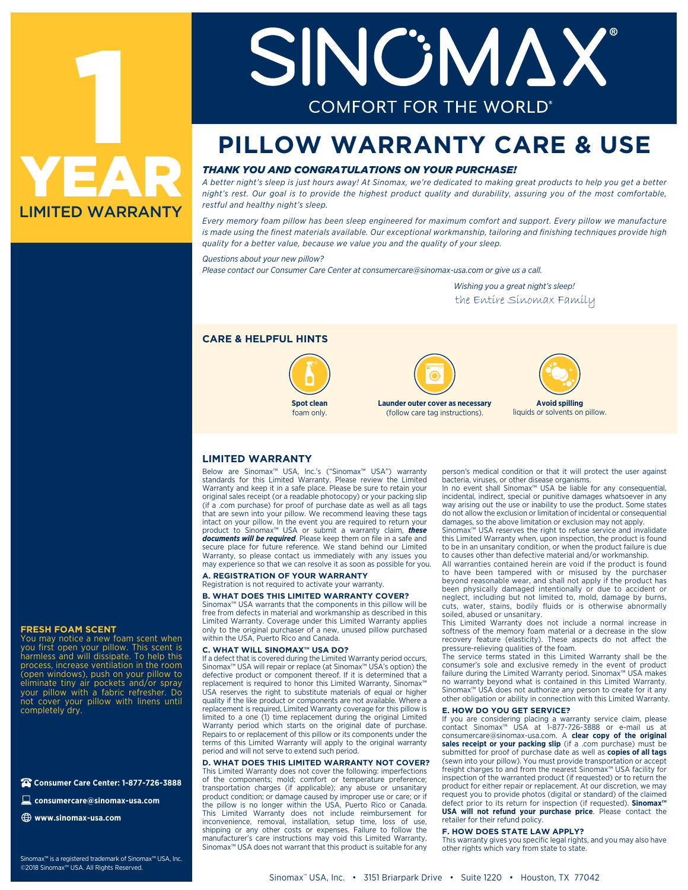# SINOMAX®

COMFORT FOR THE WORLD®

**1 YEAR LIMITED WARRANTY**

# PILLOW WARRANTY CARE & USE

***THANK YOU AND CONGRATULATIONS ON YOUR PURCHASE!***

*A better night's sleep is just hours away! At Sinomax, we're dedicated to making great products to help you get a better night's rest. Our goal is to provide the highest product quality and durability, assuring you of the most comfortable, restful and healthy night's sleep.*

*Every memory foam pillow has been sleep engineered for maximum comfort and support. Every pillow we manufacture is made using the finest materials available. Our exceptional workmanship, tailoring and finishing techniques provide high quality for a better value, because we value you and the quality of your sleep.*

*Questions about your new pillow?*
*Please contact our Consumer Care Center at consumercare@sinomax-usa.com or give us a call.*

*Wishing you a great night's sleep!*
*the Entire Sinomax Family*

## CARE & HELPFUL HINTS

- **Spot clean** foam only.
- **Launder outer cover as necessary** (follow care tag instructions).
- **Avoid spilling** liquids or solvents on pillow.

## LIMITED WARRANTY

Below are Sinomax™ USA, Inc.'s ("Sinomax™ USA") warranty standards for this Limited Warranty. Please review the Limited Warranty and keep it in a safe place. Please be sure to retain your original sales receipt (or a readable photocopy) or your packing slip (if a .com purchase) for proof of purchase date as well as all tags that are sewn into your pillow. We recommend leaving these tags intact on your pillow. In the event you are required to return your product to Sinomax™ USA or submit a warranty claim, ***these documents will be required***. Please keep them on file in a safe and secure place for future reference. We stand behind our Limited Warranty, so please contact us immediately with any issues you may experience so that we can resolve it as soon as possible for you.

### A. REGISTRATION OF YOUR WARRANTY

Registration is not required to activate your warranty.

### B. WHAT DOES THIS LIMITED WARRANTY COVER?

Sinomax™ USA warrants that the components in this pillow will be free from defects in material and workmanship as described in this Limited Warranty. Coverage under this Limited Warranty applies only to the original purchaser of a new, unused pillow purchased within the USA, Puerto Rico and Canada.

### C. WHAT WILL SINOMAX™ USA DO?

If a defect that is covered during the Limited Warranty period occurs, Sinomax™ USA will repair or replace (at Sinomax™ USA's option) the defective product or component thereof. If it is determined that a replacement is required to honor this Limited Warranty, Sinomax™ USA reserves the right to substitute materials of equal or higher quality if the like product or components are not available. Where a replacement is required, Limited Warranty coverage for this pillow is limited to a one (1) time replacement during the original Limited Warranty period which starts on the original date of purchase. Repairs to or replacement of this pillow or its components under the terms of this Limited Warranty will apply to the original warranty period and will not serve to extend such period.

### D. WHAT DOES THIS LIMITED WARRANTY NOT COVER?

This Limited Warranty does not cover the following: imperfections of the components; mold; comfort or temperature preference; transportation charges (if applicable); any abuse or unsanitary product condition; or damage caused by improper use or care; or if the pillow is no longer within the USA, Puerto Rico or Canada. This Limited Warranty does not include reimbursement for inconvenience, removal, installation, setup time, loss of use, shipping or any other costs or expenses. Failure to follow the manufacturer's care instructions may void this Limited Warranty. Sinomax™ USA does not warrant that this product is suitable for any person's medical condition or that it will protect the user against bacteria, viruses, or other disease organisms.

In no event shall Sinomax™ USA be liable for any consequential, incidental, indirect, special or punitive damages whatsoever in any way arising out the use or inability to use the product. Some states do not allow the exclusion or limitation of incidental or consequential damages, so the above limitation or exclusion may not apply.

Sinomax™ USA reserves the right to refuse service and invalidate this Limited Warranty when, upon inspection, the product is found to be in an unsanitary condition, or when the product failure is due to causes other than defective material and/or workmanship.

All warranties contained herein are void if the product is found to have been tampered with or misused by the purchaser beyond reasonable wear, and shall not apply if the product has been physically damaged intentionally or due to accident or neglect, including but not limited to, mold, damage by burns, cuts, water, stains, bodily fluids or is otherwise abnormally soiled, abused or unsanitary.

This Limited Warranty does not include a normal increase in softness of the memory foam material or a decrease in the slow recovery feature (elasticity). These aspects do not affect the pressure-relieving qualities of the foam.

The service terms stated in this Limited Warranty shall be the consumer's sole and exclusive remedy in the event of product failure during the Limited Warranty period. Sinomax™ USA makes no warranty beyond what is contained in this Limited Warranty. Sinomax™ USA does not authorize any person to create for it any other obligation or ability in connection with this Limited Warranty.

### E. HOW DO YOU GET SERVICE?

If you are considering placing a warranty service claim, please contact Sinomax™ USA at 1-877-726-3888 or e-mail us at consumercare@sinomax-usa.com. A **clear copy of the original sales receipt or your packing slip** (if a .com purchase) must be submitted for proof of purchase date as well as **copies of all tags** (sewn into your pillow). You must provide transportation or accept freight charges to and from the nearest Sinomax™ USA facility for inspection of the warranted product (if requested) or to return the product for either repair or replacement. At our discretion, we may request you to provide photos (digital or standard) of the claimed defect prior to its return for inspection (if requested). **Sinomax™ USA will not refund your purchase price**. Please contact the retailer for their refund policy.

### F. HOW DOES STATE LAW APPLY?

This warranty gives you specific legal rights, and you may also have other rights which vary from state to state.

## FRESH FOAM SCENT

You may notice a new foam scent when you first open your pillow. This scent is harmless and will dissipate. To help this process, increase ventilation in the room (open windows), push on your pillow to eliminate tiny air pockets and/or spray your pillow with a fabric refresher. Do not cover your pillow with linens until completely dry.

**Consumer Care Center: 1-877-726-3888**

**consumercare@sinomax-usa.com**

**www.sinomax-usa.com**

Sinomax™ is a registered trademark of Sinomax™ USA, Inc.
©2018 Sinomax™ USA. All Rights Reserved.

Sinomax™ USA, Inc. • 3151 Briarpark Drive • Suite 1220 • Houston, TX 77042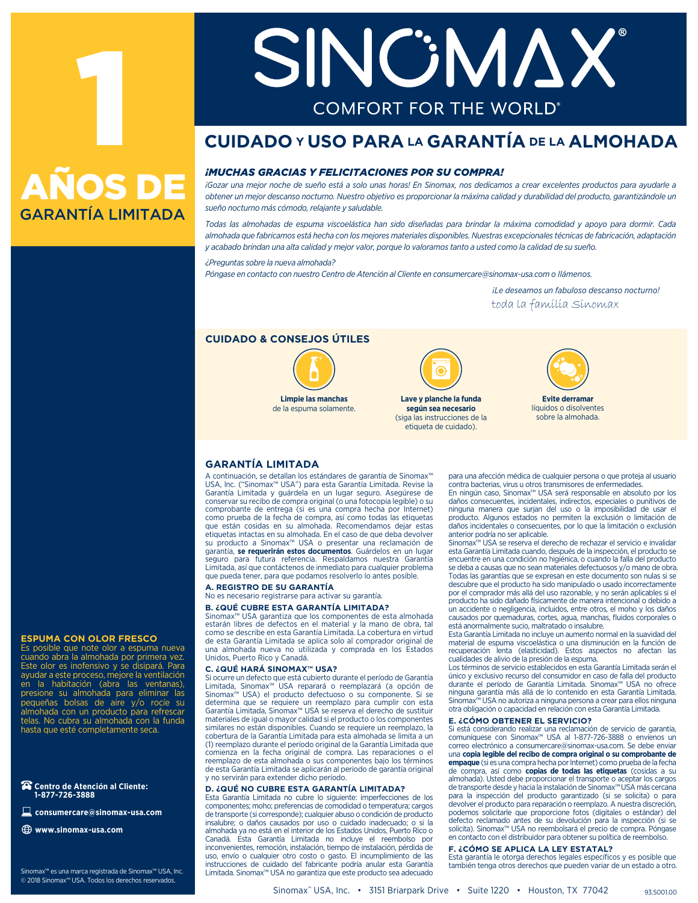# 1 AÑOS DE GARANTÍA LIMITADA

# SINOMAX®

COMFORT FOR THE WORLD®

## CUIDADO Y USO PARA LA GARANTÍA DE LA ALMOHADA

### *¡MUCHAS GRACIAS Y FELICITACIONES POR SU COMPRA!*

*¡Gozar una mejor noche de sueño está a solo unas horas! En Sinomax, nos dedicamos a crear excelentes productos para ayudarle a obtener un mejor descanso nocturno. Nuestro objetivo es proporcionar la máxima calidad y durabilidad del producto, garantizándole un sueño nocturno más cómodo, relajante y saludable.*

*Todas las almohadas de espuma viscoelástica han sido diseñadas para brindar la máxima comodidad y apoyo para dormir. Cada almohada que fabricamos está hecha con los mejores materiales disponibles. Nuestras excepcionales técnicas de fabricación, adaptación y acabado brindan una alta calidad y mejor valor, porque lo valoramos tanto a usted como la calidad de su sueño.*

*¿Preguntas sobre la nueva almohada?*
*Póngase en contacto con nuestro Centro de Atención al Cliente en consumercare@sinomax-usa.com o llámenos.*

*¡Le deseamos un fabuloso descanso nocturno!*
*toda la familia Sinomax*

## CUIDADO & CONSEJOS ÚTILES

**Limpie las manchas** de la espuma solamente.

**Lave y planche la funda según sea necesario** (siga las instrucciones de la etiqueta de cuidado).

**Evite derramar** líquidos o disolventes sobre la almohada.

## GARANTÍA LIMITADA

A continuación, se detallan los estándares de garantía de Sinomax™ USA, Inc. ("Sinomax™ USA") para esta Garantía Limitada. Revise la Garantía Limitada y guárdela en un lugar seguro. Asegúrese de conservar su recibo de compra original (o una fotocopia legible) o su comprobante de entrega (si es una compra hecha por Internet) como prueba de la fecha de compra, así como todas las etiquetas que están cosidas en su almohada. Recomendamos dejar estas etiquetas intactas en su almohada. En el caso de que deba devolver su producto a Sinomax™ USA o presentar una reclamación de garantía, **se requerirán estos documentos**. Guárdelos en un lugar seguro para futura referencia. Respaldamos nuestra Garantía Limitada, así que contáctenos de inmediato para cualquier problema que pueda tener, para que podamos resolverlo lo antes posible.

### A. REGISTRO DE SU GARANTÍA

No es necesario registrarse para activar su garantía.

### B. ¿QUÉ CUBRE ESTA GARANTÍA LIMITADA?

Sinomax™ USA garantiza que los componentes de esta almohada estarán libres de defectos en el material y la mano de obra, tal como se describe en esta Garantía Limitada. La cobertura en virtud de esta Garantía Limitada se aplica solo al comprador original de una almohada nueva no utilizada y comprada en los Estados Unidos, Puerto Rico y Canadá.

### C. ¿QUÉ HARÁ SINOMAX™ USA?

Si ocurre un defecto que está cubierto durante el período de Garantía Limitada, Sinomax™ USA reparará o reemplazará (a opción de Sinomax™ USA) el producto defectuoso o su componente. Si se determina que se requiere un reemplazo para cumplir con esta Garantía Limitada, Sinomax™ USA se reserva el derecho de sustituir materiales de igual o mayor calidad si el producto o los componentes similares no están disponibles. Cuando se requiere un reemplazo, la cobertura de la Garantía Limitada para esta almohada se limita a un (1) reemplazo durante el período original de la Garantía Limitada que comienza en la fecha original de compra. Las reparaciones o el reemplazo de esta almohada o sus componentes bajo los términos de esta Garantía Limitada se aplicarán al período de garantía original y no servirán para extender dicho período.

### D. ¿QUÉ NO CUBRE ESTA GARANTÍA LIMITADA?

Esta Garantía Limitada no cubre lo siguiente: imperfecciones de los componentes; moho; preferencias de comodidad o temperatura; cargos de transporte (si corresponde); cualquier abuso o condición de producto insalubre; o daños causados por uso o cuidado inadecuado; o si la almohada ya no está en el interior de los Estados Unidos, Puerto Rico o Canadá. Esta Garantía Limitada no incluye el reembolso por inconvenientes, remoción, instalación, tiempo de instalación, pérdida de uso, envío o cualquier otro costo o gasto. El incumplimiento de las instrucciones de cuidado del fabricante podría anular esta Garantía Limitada. Sinomax™ USA no garantiza que este producto sea adecuado para una afección médica de cualquier persona o que proteja al usuario contra bacterias, virus u otros transmisores de enfermedades.

En ningún caso, Sinomax™ USA será responsable en absoluto por los daños consecuentes, incidentales, indirectos, especiales o punitivos de ninguna manera que surjan del uso o la imposibilidad de usar el producto. Algunos estados no permiten la exclusión o limitación de daños incidentales o consecuentes, por lo que la limitación o exclusión anterior podría no ser aplicable.

Sinomax™ USA se reserva el derecho de rechazar el servicio e invalidar esta Garantía Limitada cuando, después de la inspección, el producto se encuentre en una condición no higiénica, o cuando la falla del producto se deba a causas que no sean materiales defectuosos y/o mano de obra. Todas las garantías que se expresan en este documento son nulas si se descubre que el producto ha sido manipulado o usado incorrectamente por el comprador más allá del uso razonable, y no serán aplicables si el producto ha sido dañado físicamente de manera intencional o debido a un accidente o negligencia, incluidos, entre otros, el moho y los daños causados por quemaduras, cortes, agua, manchas, fluidos corporales o está anormalmente sucio, maltratado o insalubre.

Esta Garantía Limitada no incluye un aumento normal en la suavidad del material de espuma viscoelástica o una disminución en la función de recuperación lenta (elasticidad). Estos aspectos no afectan las cualidades de alivio de la presión de la espuma.

Los términos de servicio establecidos en esta Garantía Limitada serán el único y exclusivo recurso del consumidor en caso de falla del producto durante el período de Garantía Limitada. Sinomax™ USA no ofrece ninguna garantía más allá de lo contenido en esta Garantía Limitada. Sinomax™ USA no autoriza a ninguna persona a crear para ellos ninguna otra obligación o capacidad en relación con esta Garantía Limitada.

### E. ¿CÓMO OBTENER EL SERVICIO?

Si está considerando realizar una reclamación de servicio de garantía, comuníquese con Sinomax™ USA al 1-877-726-3888 o envíenos un correo electrónico a consumercare@sinomax-usa.com. Se debe enviar una **copia legible del recibo de compra original o su comprobante de empaque** (si es una compra hecha por Internet) como prueba de la fecha de compra, así como **copias de todas las etiquetas** (cosidas a su almohada). Usted debe proporcionar el transporte o aceptar los cargos de transporte desde y hacia la instalación de Sinomax™ USA más cercana para la inspección del producto garantizado (si se solicita) o para devolver el producto para reparación o reemplazo. A nuestra discreción, podemos solicitarle que proporcione fotos (digitales o estándar) del defecto reclamado antes de su devolución para la inspección (si se solicita). Sinomax™ USA no reembolsará el precio de compra. Póngase en contacto con el distribuidor para obtener su política de reembolso.

### F. ¿CÓMO SE APLICA LA LEY ESTATAL?

Esta garantía le otorga derechos legales específicos y es posible que también tenga otros derechos que pueden variar de un estado a otro.

### ESPUMA CON OLOR FRESCO

Es posible que note olor a espuma nueva cuando abra la almohada por primera vez. Este olor es inofensivo y se disipará. Para ayudar a este proceso, mejore la ventilación en la habitación (abra las ventanas), presione su almohada para eliminar las pequeñas bolsas de aire y/o rocíe su almohada con un producto para refrescar telas. No cubra su almohada con la funda hasta que esté completamente seca.

**Centro de Atención al Cliente: 1-877-726-3888**

**consumercare@sinomax-usa.com**

**www.sinomax-usa.com**

Sinomax™ es una marca registrada de Sinomax™ USA, Inc.
© 2018 Sinomax™ USA. Todos los derechos reservados.

Sinomax™ USA, Inc. • 3151 Briarpark Drive • Suite 1220 • Houston, TX 77042

93.5001.00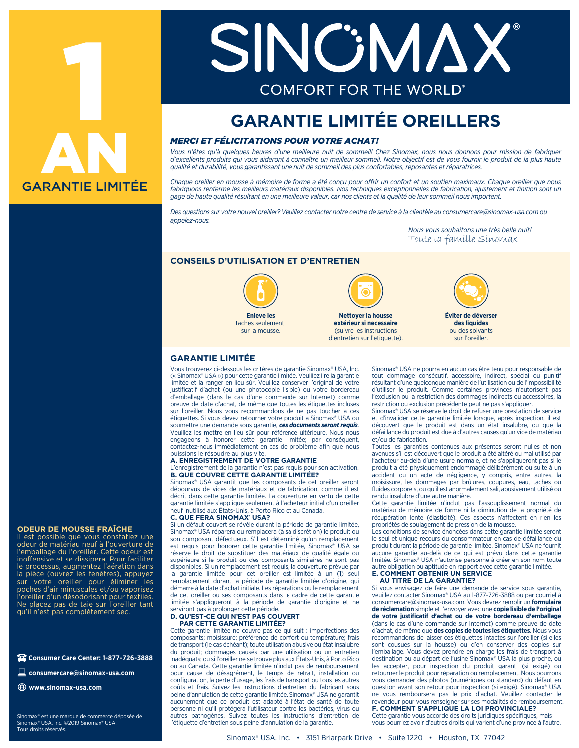# 1 AN GARANTIE LIMITÉE

# SINOMAX®

COMFORT FOR THE WORLD®

# GARANTIE LIMITÉE OREILLERS

***MERCI ET FÉLICITATIONS POUR VOTRE ACHAT!***

*Vous n'êtes qu'à quelques heures d'une meilleure nuit de sommeil! Chez Sinomax, nous nous donnons pour mission de fabriquer d'excellents produits qui vous aideront à connaître un meilleur sommeil. Notre objectif est de vous fournir le produit de la plus haute qualité et durabilité, vous garantissant une nuit de sommeil des plus confortables, reposantes et réparatrices.*

*Chaque oreiller en mousse à mémoire de forme a été conçu pour offrir un confort et un soutien maximaux. Chaque oreiller que nous fabriquons renferme les meilleurs matériaux disponibles. Nos techniques exceptionnelles de fabrication, ajustement et finition sont un gage de haute qualité résultant en une meilleure valeur, car nos clients et la qualité de leur sommeil nous importent.*

*Des questions sur votre nouvel oreiller? Veuillez contacter notre centre de service à la clientèle au consumercare@sinomax-usa.com ou appelez-nous.*

*Nous vous souhaitons une très belle nuit!*
*Toute la famille Sinomax*

## CONSEILS D'UTILISATION ET D'ENTRETIEN

**Enleve les** taches seulement sur la mousse.

**Nettoyer la housse extérieur si necessaire** (suivre les instructions d'entretien sur l'etiquette).

**Éviter de déverser des liquides** ou des solvants sur l'oreiller.

## GARANTIE LIMITÉE

Vous trouverez ci-dessous les critères de garantie Sinomax® USA, Inc. (« Sinomax® USA ») pour cette garantie limitée. Veuillez lire la garantie limitée et la ranger en lieu sûr. Veuillez conserver l'original de votre justificatif d'achat (ou une photocopie lisible) ou votre bordereau d'emballage (dans le cas d'une commande sur Internet) comme preuve de date d'achat, de même que toutes les étiquettes incluses sur l'oreiller. Nous vous recommandons de ne pas toucher à ces étiquettes. Si vous devez retourner votre produit à Sinomax® USA ou soumettre une demande sous garantie, ***ces documents seront requis***. Veuillez les mettre en lieu sûr pour référence ultérieure. Nous nous engageons à honorer cette garantie limitée; par conséquent, contactez-nous immédiatement en cas de problème afin que nous puissions le résoudre au plus vite.

**A. ENREGISTREMENT DE VOTRE GARANTIE**

L'enregistrement de la garantie n'est pas requis pour son activation.

**B. QUE COUVRE CETTE GARANTIE LIMITÉE?**

Sinomax® USA garantit que les composants de cet oreiller seront dépourvus de vices de matériaux et de fabrication, comme il est décrit dans cette garantie limitée. La couverture en vertu de cette garantie limitée s'applique seulement à l'acheteur initial d'un oreiller neuf inutilisé aux États-Unis, à Porto Rico et au Canada.

**C. QUE FERA SINOMAX® USA?**

Si un défaut couvert se révèle durant la période de garantie limitée, Sinomax® USA réparera ou remplacera (à sa discrétion) le produit ou son composant défectueux. S'il est déterminé qu'un remplacement est requis pour honorer cette garantie limitée, Sinomax® USA se réserve le droit de substituer des matériaux de qualité égale ou supérieure si le produit ou des composants similaires ne sont pas disponibles. Si un remplacement est requis, la couverture prévue par la garantie limitée pour cet oreiller est limitée à un (1) seul remplacement durant la période de garantie limitée d'origine, qui démarre à la date d'achat initiale. Les réparations ou le remplacement de cet oreiller ou ses composants dans le cadre de cette garantie limitée s'appliqueront à la période de garantie d'origine et ne serviront pas à prolonger cette période.

**D. QU'EST-CE QUI N'EST PAS COUVERT PAR CETTE GARANTIE LIMITÉE?**

Cette garantie limitée ne couvre pas ce qui suit : imperfections des composants; moisissure; préférence de confort ou température; frais de transport (le cas échéant); toute utilisation abusive ou état insalubre du produit; dommages causés par une utilisation ou un entretien inadéquats; ou si l'oreiller ne se trouve plus aux États-Unis, à Porto Rico ou au Canada. Cette garantie limitée n'inclut pas de remboursement pour cause de désagrément, le temps de retrait, installation ou configuration, la perte d'usage, les frais de transport ou tous les autres coûts et frais. Suivez les instructions d'entretien du fabricant sous peine d'annulation de cette garantie limitée. Sinomax® USA ne garantit aucunement que ce produit est adapté à l'état de santé de toute personne ni qu'il protégera l'utilisateur contre les bactéries, virus ou autres pathogènes. Suivez toutes les instructions d'entretien de l'étiquette d'entretien sous peine d'annulation de la garantie.

Sinomax® USA ne pourra en aucun cas être tenu pour responsable de tout dommage consécutif, accessoire, indirect, spécial ou punitif résultant d'une quelconque manière de l'utilisation ou de l'impossibilité d'utiliser le produit. Comme certaines provinces n'autorisent pas l'exclusion ou la restriction des dommages indirects ou accessoires, la restriction ou exclusion précédente peut ne pas s'appliquer.

Sinomax® USA se réserve le droit de refuser une prestation de service et d'invalider cette garantie limitée lorsque, après inspection, il est découvert que le produit est dans un état insalubre, ou que la défaillance du produit est due à d'autres causes qu'un vice de matériau et/ou de fabrication.

Toutes les garanties contenues aux présentes seront nulles et non avenues s'il est découvert que le produit a été altéré ou mal utilisé par l'acheteur au-delà d'une usure normale, et ne s'appliqueront pas si le produit a été physiquement endommagé délibérément ou suite à un accident ou un acte de négligence, y compris, entre autres, la moisissure, les dommages par brûlures, coupures, eau, taches ou fluides corporels, ou qu'il est anormalement sali, abusivement utilisé ou rendu insalubre d'une autre manière.

Cette garantie limitée n'inclut pas l'assouplissement normal du matériau de mémoire de forme ni la diminution de la propriété de récupération lente (élasticité). Ces aspects n'affectent en rien les propriétés de soulagement de pression de la mousse.

Les conditions de service énoncées dans cette garantie limitée seront le seul et unique recours du consommateur en cas de défaillance du produit durant la période de garantie limitée. Sinomax® USA ne fournit aucune garantie au-delà de ce qui est prévu dans cette garantie limitée. Sinomax® USA n'autorise personne à créer en son nom toute autre obligation ou aptitude en rapport avec cette garantie limitée.

**E. COMMENT OBTENIR UN SERVICE AU TITRE DE LA GARANTIE?**

Si vous envisagez de faire une demande de service sous garantie, veuillez contacter Sinomax® USA au 1-877-726-3888 ou par courriel à consumercare@sinomax-usa.com. Vous devrez remplir un **formulaire de réclamation** simple et l'envoyer avec une **copie lisible de l'original de votre justificatif d'achat ou de votre bordereau d'emballage** (dans le cas d'une commande sur Internet) comme preuve de date d'achat, de même que **des copies de toutes les étiquettes**. Nous vous recommandons de laisser ces étiquettes intactes sur l'oreiller (si elles sont cousues sur la housse) ou d'en conserver des copies sur l'emballage. Vous devez prendre en charge les frais de transport à destination ou au départ de l'usine Sinomax® USA la plus proche, ou les accepter, pour inspection du produit garanti (si exigé) ou retourner le produit pour réparation ou remplacement. Nous pourrons vous demander des photos (numériques ou standard) du défaut en question avant son retour pour inspection (si exigé). Sinomax® USA ne vous remboursera pas le prix d'achat. Veuillez contacter le revendeur pour vous renseigner sur ses modalités de remboursement.

**F. COMMENT S'APPLIQUE LA LOI PROVINCIALE?**

Cette garantie vous accorde des droits juridiques spécifiques, mais vous pourriez avoir d'autres droits qui varient d'une province à l'autre.

**ODEUR DE MOUSSE FRAÎCHE**

Il est possible que vous constatiez une odeur de matériau neuf à l'ouverture de l'emballage de l'oreiller. Cette odeur est inoffensive et se dissipera. Pour faciliter le processus, augmentez l'aération dans la pièce (ouvrez les fenêtres), appuyez sur votre oreiller pour éliminer les poches d'air minuscules et/ou vaporisez l'oreiller d'un désodorisant pour textiles. Ne placez pas de taie sur l'oreiller tant qu'il n'est pas complètement sec.

**Consumer Care Center: 1-877-726-3888**

**consumercare@sinomax-usa.com**

**www.sinomax-usa.com**

Sinomax® est une marque de commerce déposée de Sinomax® USA, Inc. ©2019 Sinomax® USA. Tous droits réservés.

Sinomax® USA, Inc. • 3151 Briarpark Drive • Suite 1220 • Houston, TX 77042